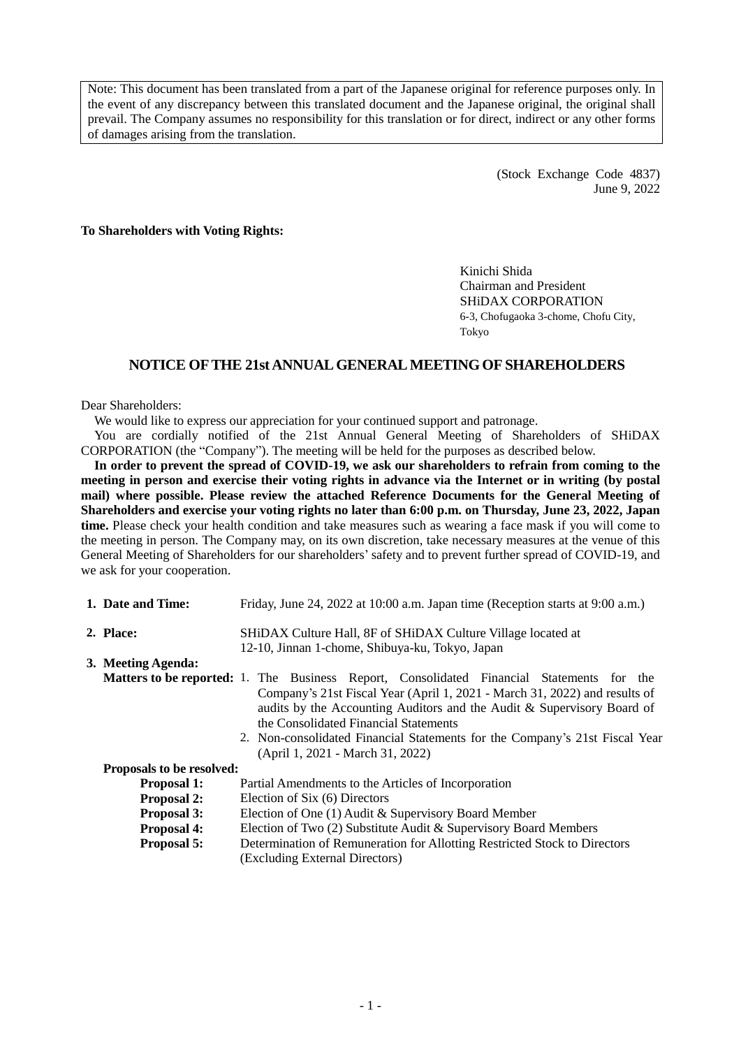Note: This document has been translated from a part of the Japanese original for reference purposes only. In the event of any discrepancy between this translated document and the Japanese original, the original shall prevail. The Company assumes no responsibility for this translation or for direct, indirect or any other forms of damages arising from the translation.

(Stock Exchange Code 4837)
June 9, 2022

**To Shareholders with Voting Rights:**

Kinichi Shida
Chairman and President
SHiDAX CORPORATION
6-3, Chofugaoka 3-chome, Chofu City, Tokyo

# NOTICE OF THE 21st ANNUAL GENERAL MEETING OF SHAREHOLDERS

Dear Shareholders:

We would like to express our appreciation for your continued support and patronage.

You are cordially notified of the 21st Annual General Meeting of Shareholders of SHiDAX CORPORATION (the "Company"). The meeting will be held for the purposes as described below.

**In order to prevent the spread of COVID-19, we ask our shareholders to refrain from coming to the meeting in person and exercise their voting rights in advance via the Internet or in writing (by postal mail) where possible. Please review the attached Reference Documents for the General Meeting of Shareholders and exercise your voting rights no later than 6:00 p.m. on Thursday, June 23, 2022, Japan time.** Please check your health condition and take measures such as wearing a face mask if you will come to the meeting in person. The Company may, on its own discretion, take necessary measures at the venue of this General Meeting of Shareholders for our shareholders' safety and to prevent further spread of COVID-19, and we ask for your cooperation.

1. **Date and Time:** Friday, June 24, 2022 at 10:00 a.m. Japan time (Reception starts at 9:00 a.m.)

2. **Place:** SHiDAX Culture Hall, 8F of SHiDAX Culture Village located at 12-10, Jinnan 1-chome, Shibuya-ku, Tokyo, Japan

3. **Meeting Agenda:**

   **Matters to be reported:**
   1. The Business Report, Consolidated Financial Statements for the Company's 21st Fiscal Year (April 1, 2021 - March 31, 2022) and results of audits by the Accounting Auditors and the Audit & Supervisory Board of the Consolidated Financial Statements
   2. Non-consolidated Financial Statements for the Company's 21st Fiscal Year (April 1, 2021 - March 31, 2022)

   **Proposals to be resolved:**
   - **Proposal 1:** Partial Amendments to the Articles of Incorporation
   - **Proposal 2:** Election of Six (6) Directors
   - **Proposal 3:** Election of One (1) Audit & Supervisory Board Member
   - **Proposal 4:** Election of Two (2) Substitute Audit & Supervisory Board Members
   - **Proposal 5:** Determination of Remuneration for Allotting Restricted Stock to Directors (Excluding External Directors)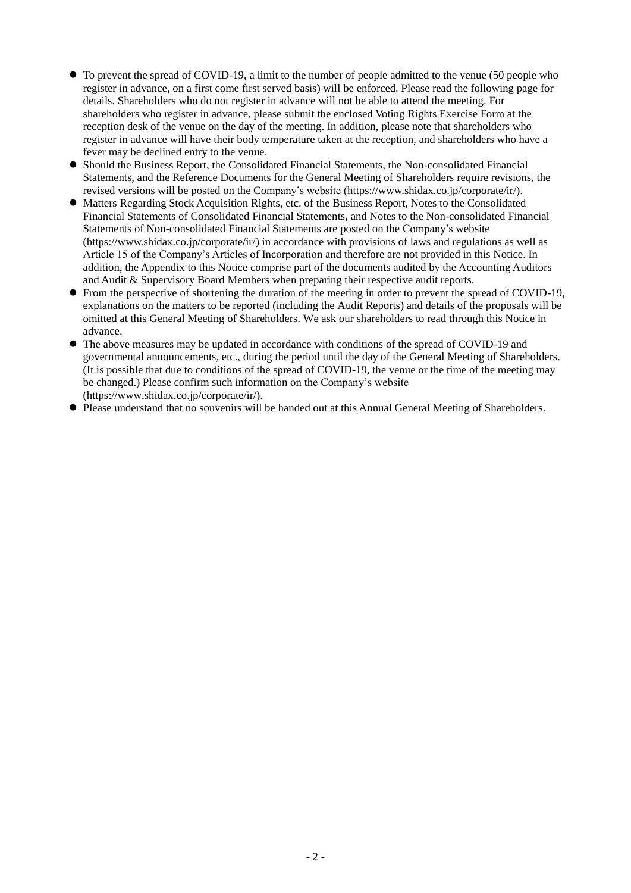- To prevent the spread of COVID-19, a limit to the number of people admitted to the venue (50 people who register in advance, on a first come first served basis) will be enforced. Please read the following page for details. Shareholders who do not register in advance will not be able to attend the meeting. For shareholders who register in advance, please submit the enclosed Voting Rights Exercise Form at the reception desk of the venue on the day of the meeting. In addition, please note that shareholders who register in advance will have their body temperature taken at the reception, and shareholders who have a fever may be declined entry to the venue.
- Should the Business Report, the Consolidated Financial Statements, the Non-consolidated Financial Statements, and the Reference Documents for the General Meeting of Shareholders require revisions, the revised versions will be posted on the Company's website (https://www.shidax.co.jp/corporate/ir/).
- Matters Regarding Stock Acquisition Rights, etc. of the Business Report, Notes to the Consolidated Financial Statements of Consolidated Financial Statements, and Notes to the Non-consolidated Financial Statements of Non-consolidated Financial Statements are posted on the Company's website (https://www.shidax.co.jp/corporate/ir/) in accordance with provisions of laws and regulations as well as Article 15 of the Company's Articles of Incorporation and therefore are not provided in this Notice. In addition, the Appendix to this Notice comprise part of the documents audited by the Accounting Auditors and Audit & Supervisory Board Members when preparing their respective audit reports.
- From the perspective of shortening the duration of the meeting in order to prevent the spread of COVID-19, explanations on the matters to be reported (including the Audit Reports) and details of the proposals will be omitted at this General Meeting of Shareholders. We ask our shareholders to read through this Notice in advance.
- The above measures may be updated in accordance with conditions of the spread of COVID-19 and governmental announcements, etc., during the period until the day of the General Meeting of Shareholders. (It is possible that due to conditions of the spread of COVID-19, the venue or the time of the meeting may be changed.) Please confirm such information on the Company's website (https://www.shidax.co.jp/corporate/ir/).
- Please understand that no souvenirs will be handed out at this Annual General Meeting of Shareholders.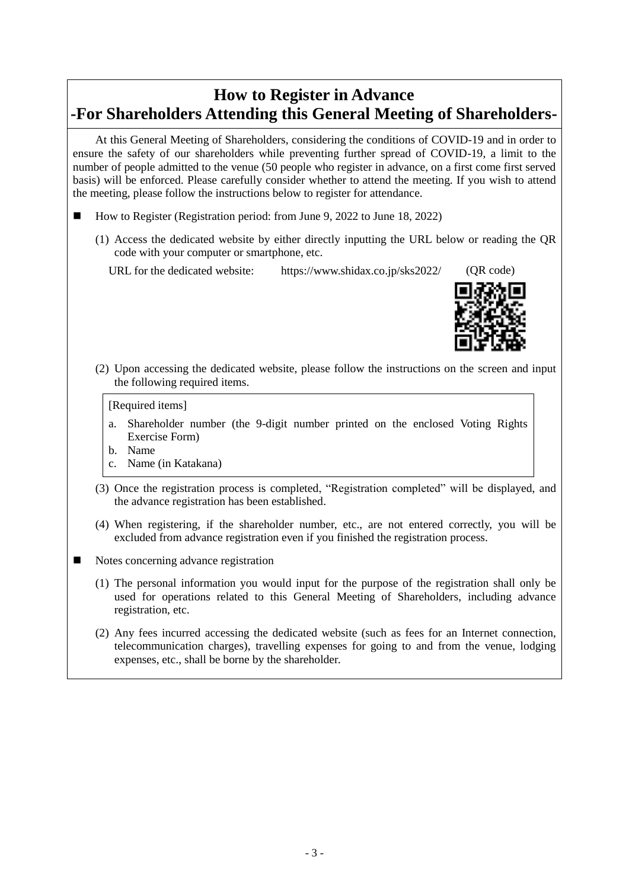# How to Register in Advance
# -For Shareholders Attending this General Meeting of Shareholders-

At this General Meeting of Shareholders, considering the conditions of COVID-19 and in order to ensure the safety of our shareholders while preventing further spread of COVID-19, a limit to the number of people admitted to the venue (50 people who register in advance, on a first come first served basis) will be enforced. Please carefully consider whether to attend the meeting. If you wish to attend the meeting, please follow the instructions below to register for attendance.

- How to Register (Registration period: from June 9, 2022 to June 18, 2022)

  (1) Access the dedicated website by either directly inputting the URL below or reading the QR code with your computer or smartphone, etc.

  URL for the dedicated website: https://www.shidax.co.jp/sks2022/ (QR code)

  (2) Upon accessing the dedicated website, please follow the instructions on the screen and input the following required items.

  [Required items]

  a. Shareholder number (the 9-digit number printed on the enclosed Voting Rights Exercise Form)
  b. Name
  c. Name (in Katakana)

  (3) Once the registration process is completed, "Registration completed" will be displayed, and the advance registration has been established.

  (4) When registering, if the shareholder number, etc., are not entered correctly, you will be excluded from advance registration even if you finished the registration process.

- Notes concerning advance registration

  (1) The personal information you would input for the purpose of the registration shall only be used for operations related to this General Meeting of Shareholders, including advance registration, etc.

  (2) Any fees incurred accessing the dedicated website (such as fees for an Internet connection, telecommunication charges), travelling expenses for going to and from the venue, lodging expenses, etc., shall be borne by the shareholder.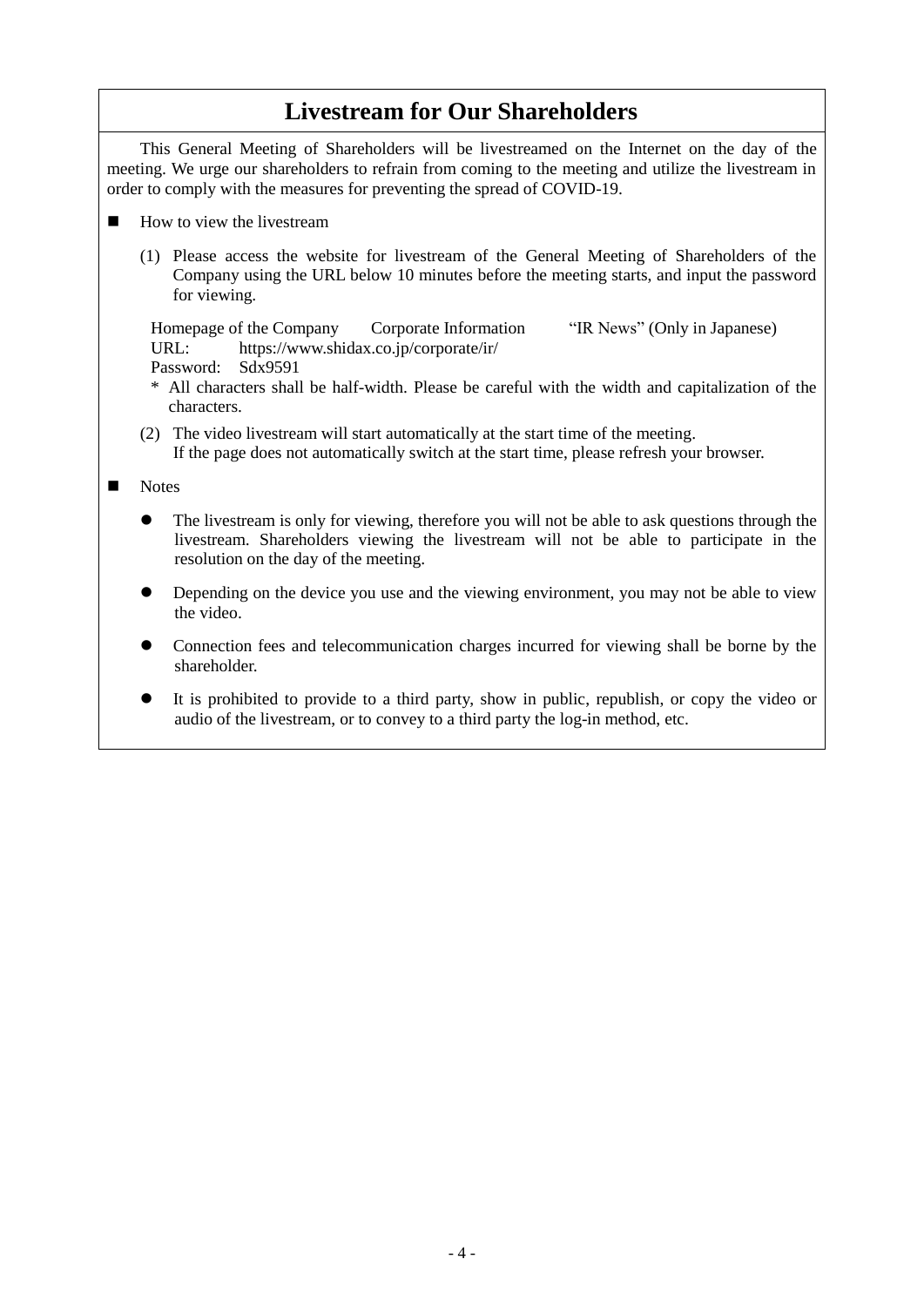# Livestream for Our Shareholders

This General Meeting of Shareholders will be livestreamed on the Internet on the day of the meeting. We urge our shareholders to refrain from coming to the meeting and utilize the livestream in order to comply with the measures for preventing the spread of COVID-19.

- How to view the livestream

  (1) Please access the website for livestream of the General Meeting of Shareholders of the Company using the URL below 10 minutes before the meeting starts, and input the password for viewing.

  Homepage of the Company　　Corporate Information　　“IR News” (Only in Japanese)
  URL:　　https://www.shidax.co.jp/corporate/ir/
  Password:　Sdx9591

  * All characters shall be half-width. Please be careful with the width and capitalization of the characters.

  (2) The video livestream will start automatically at the start time of the meeting.
  If the page does not automatically switch at the start time, please refresh your browser.

- Notes

  - The livestream is only for viewing, therefore you will not be able to ask questions through the livestream. Shareholders viewing the livestream will not be able to participate in the resolution on the day of the meeting.
  - Depending on the device you use and the viewing environment, you may not be able to view the video.
  - Connection fees and telecommunication charges incurred for viewing shall be borne by the shareholder.
  - It is prohibited to provide to a third party, show in public, republish, or copy the video or audio of the livestream, or to convey to a third party the log-in method, etc.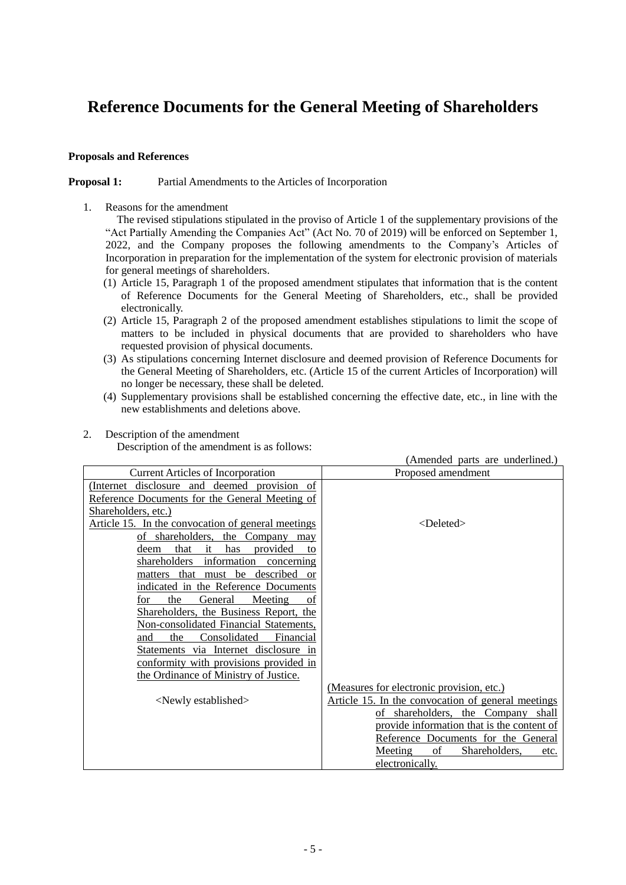# Reference Documents for the General Meeting of Shareholders

**Proposals and References**

**Proposal 1:** Partial Amendments to the Articles of Incorporation

1. Reasons for the amendment

   The revised stipulations stipulated in the proviso of Article 1 of the supplementary provisions of the "Act Partially Amending the Companies Act" (Act No. 70 of 2019) will be enforced on September 1, 2022, and the Company proposes the following amendments to the Company's Articles of Incorporation in preparation for the implementation of the system for electronic provision of materials for general meetings of shareholders.

   (1) Article 15, Paragraph 1 of the proposed amendment stipulates that information that is the content of Reference Documents for the General Meeting of Shareholders, etc., shall be provided electronically.

   (2) Article 15, Paragraph 2 of the proposed amendment establishes stipulations to limit the scope of matters to be included in physical documents that are provided to shareholders who have requested provision of physical documents.

   (3) As stipulations concerning Internet disclosure and deemed provision of Reference Documents for the General Meeting of Shareholders, etc. (Article 15 of the current Articles of Incorporation) will no longer be necessary, these shall be deleted.

   (4) Supplementary provisions shall be established concerning the effective date, etc., in line with the new establishments and deletions above.

2. Description of the amendment

   Description of the amendment is as follows:

(Amended parts are underlined.)

| Current Articles of Incorporation | Proposed amendment |
|---|---|
| <u>(Internet disclosure and deemed provision of Reference Documents for the General Meeting of Shareholders, etc.)</u><br><u>Article 15. In the convocation of general meetings of shareholders, the Company may deem that it has provided to shareholders information concerning matters that must be described or indicated in the Reference Documents for the General Meeting of Shareholders, the Business Report, the Non-consolidated Financial Statements, and the Consolidated Financial Statements via Internet disclosure in conformity with provisions provided in the Ordinance of Ministry of Justice.</u> | <Deleted> |
| <Newly established> | <u>(Measures for electronic provision, etc.)</u><br><u>Article 15. In the convocation of general meetings of shareholders, the Company shall provide information that is the content of Reference Documents for the General Meeting of Shareholders, etc. electronically.</u> |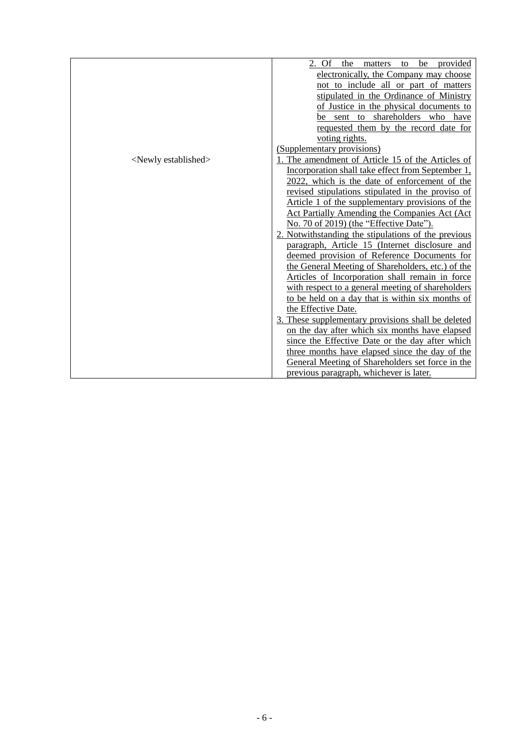| | |
|---|---|
| | 2. Of the matters to be provided electronically, the Company may choose not to include all or part of matters stipulated in the Ordinance of Ministry of Justice in the physical documents to be sent to shareholders who have requested them by the record date for voting rights. |
| <Newly established> | (Supplementary provisions)<br>1. The amendment of Article 15 of the Articles of Incorporation shall take effect from September 1, 2022, which is the date of enforcement of the revised stipulations stipulated in the proviso of Article 1 of the supplementary provisions of the Act Partially Amending the Companies Act (Act No. 70 of 2019) (the "Effective Date").<br>2. Notwithstanding the stipulations of the previous paragraph, Article 15 (Internet disclosure and deemed provision of Reference Documents for the General Meeting of Shareholders, etc.) of the Articles of Incorporation shall remain in force with respect to a general meeting of shareholders to be held on a day that is within six months of the Effective Date.<br>3. These supplementary provisions shall be deleted on the day after which six months have elapsed since the Effective Date or the day after which three months have elapsed since the day of the General Meeting of Shareholders set force in the previous paragraph, whichever is later. |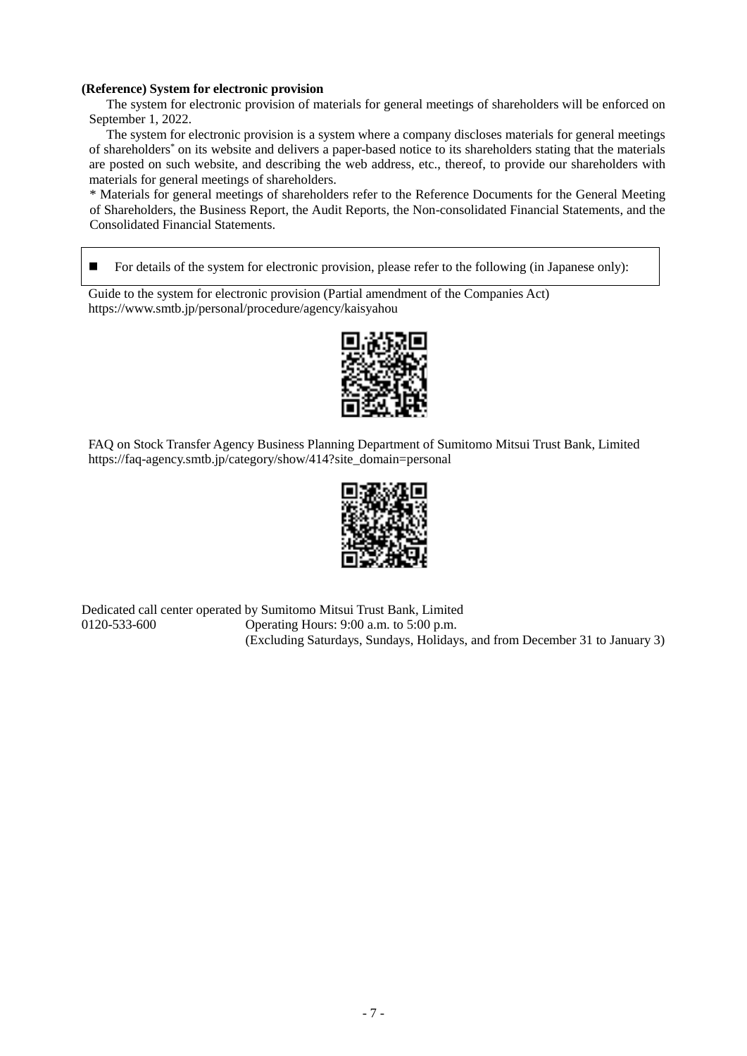**(Reference) System for electronic provision**

The system for electronic provision of materials for general meetings of shareholders will be enforced on September 1, 2022.

The system for electronic provision is a system where a company discloses materials for general meetings of shareholders* on its website and delivers a paper-based notice to its shareholders stating that the materials are posted on such website, and describing the web address, etc., thereof, to provide our shareholders with materials for general meetings of shareholders.

\* Materials for general meetings of shareholders refer to the Reference Documents for the General Meeting of Shareholders, the Business Report, the Audit Reports, the Non-consolidated Financial Statements, and the Consolidated Financial Statements.

■ For details of the system for electronic provision, please refer to the following (in Japanese only):

Guide to the system for electronic provision (Partial amendment of the Companies Act)
https://www.smtb.jp/personal/procedure/agency/kaisyahou

FAQ on Stock Transfer Agency Business Planning Department of Sumitomo Mitsui Trust Bank, Limited
https://faq-agency.smtb.jp/category/show/414?site_domain=personal

Dedicated call center operated by Sumitomo Mitsui Trust Bank, Limited
0120-533-600 Operating Hours: 9:00 a.m. to 5:00 p.m.
(Excluding Saturdays, Sundays, Holidays, and from December 31 to January 3)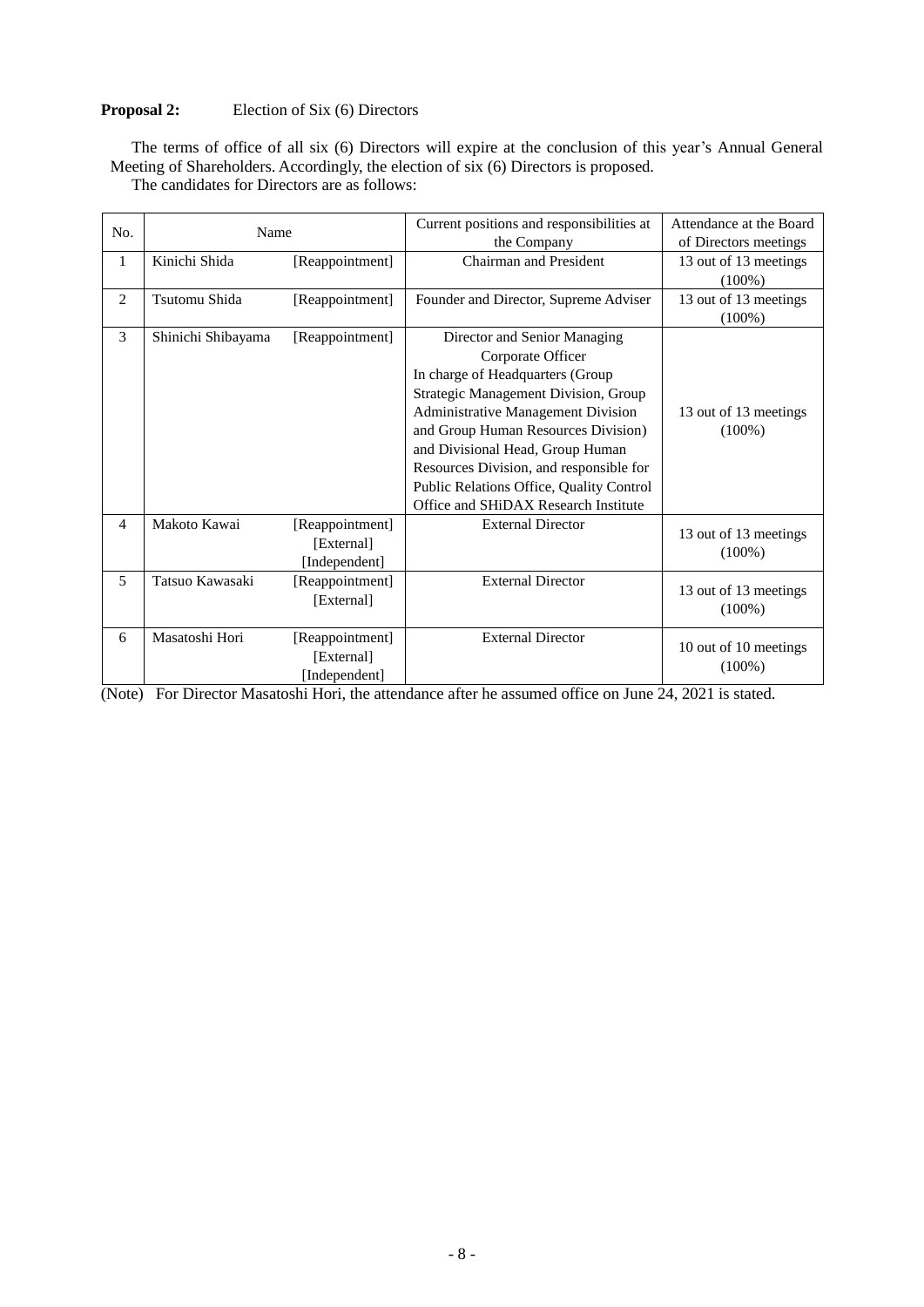**Proposal 2:** Election of Six (6) Directors

The terms of office of all six (6) Directors will expire at the conclusion of this year's Annual General Meeting of Shareholders. Accordingly, the election of six (6) Directors is proposed.

The candidates for Directors are as follows:

| No. | Name | | Current positions and responsibilities at the Company | Attendance at the Board of Directors meetings |
|---|---|---|---|---|
| 1 | Kinichi Shida | [Reappointment] | Chairman and President | 13 out of 13 meetings (100%) |
| 2 | Tsutomu Shida | [Reappointment] | Founder and Director, Supreme Adviser | 13 out of 13 meetings (100%) |
| 3 | Shinichi Shibayama | [Reappointment] | Director and Senior Managing Corporate Officer In charge of Headquarters (Group Strategic Management Division, Group Administrative Management Division and Group Human Resources Division) and Divisional Head, Group Human Resources Division, and responsible for Public Relations Office, Quality Control Office and SHiDAX Research Institute | 13 out of 13 meetings (100%) |
| 4 | Makoto Kawai | [Reappointment] [External] [Independent] | External Director | 13 out of 13 meetings (100%) |
| 5 | Tatsuo Kawasaki | [Reappointment] [External] | External Director | 13 out of 13 meetings (100%) |
| 6 | Masatoshi Hori | [Reappointment] [External] [Independent] | External Director | 10 out of 10 meetings (100%) |

(Note) For Director Masatoshi Hori, the attendance after he assumed office on June 24, 2021 is stated.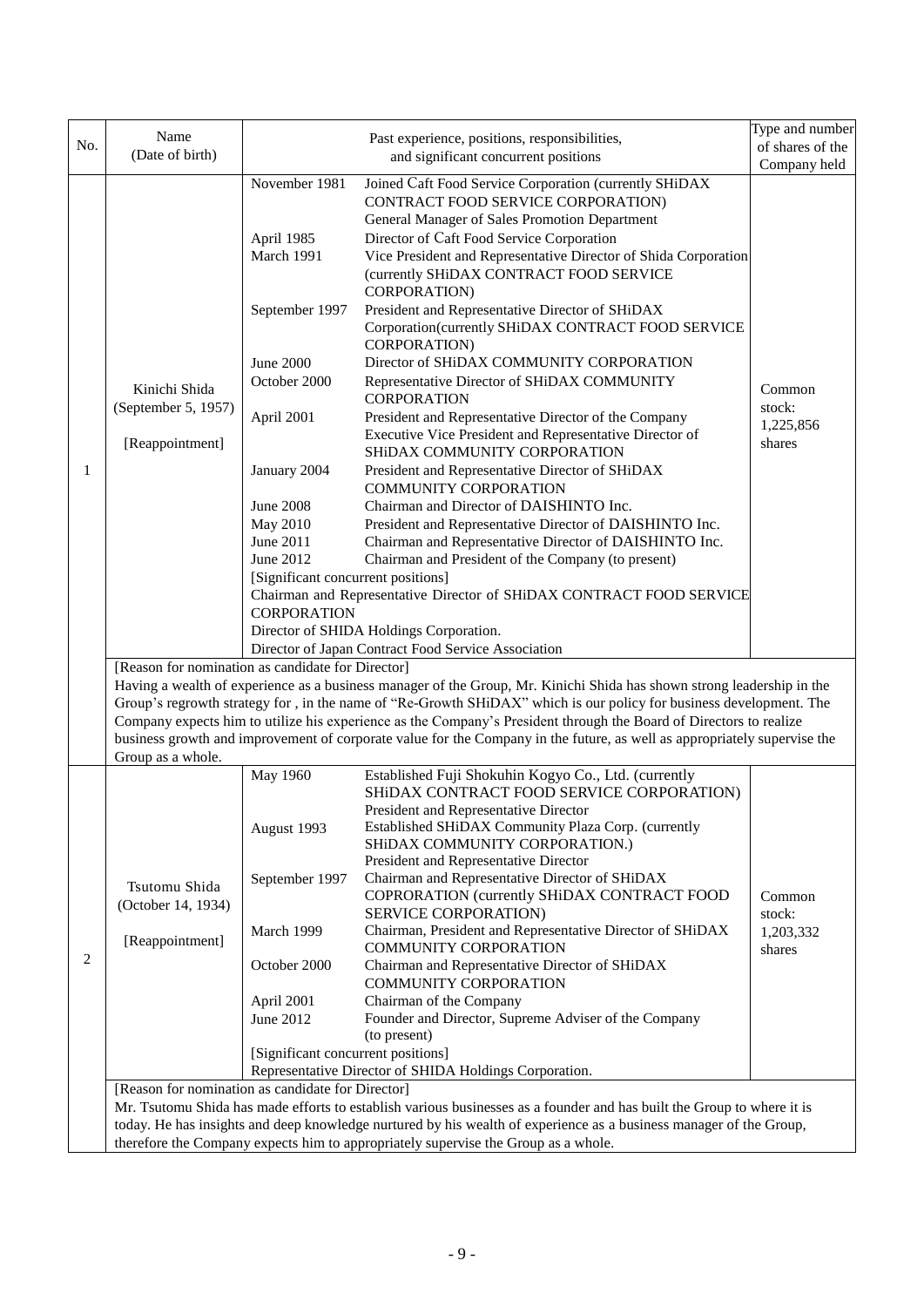| No. | Name (Date of birth) | Past experience, positions, responsibilities, and significant concurrent positions | | Type and number of shares of the Company held |
|---|---|---|---|---|
| 1 | Kinichi Shida (September 5, 1957) [Reappointment] | November 1981 | Joined Caft Food Service Corporation (currently SHiDAX CONTRACT FOOD SERVICE CORPORATION) General Manager of Sales Promotion Department | Common stock: 1,225,856 shares |
| | | April 1985 | Director of Caft Food Service Corporation | |
| | | March 1991 | Vice President and Representative Director of Shida Corporation (currently SHiDAX CONTRACT FOOD SERVICE CORPORATION) | |
| | | September 1997 | President and Representative Director of SHiDAX Corporation(currently SHiDAX CONTRACT FOOD SERVICE CORPORATION) | |
| | | June 2000 | Director of SHiDAX COMMUNITY CORPORATION | |
| | | October 2000 | Representative Director of SHiDAX COMMUNITY CORPORATION | |
| | | April 2001 | President and Representative Director of the Company Executive Vice President and Representative Director of SHiDAX COMMUNITY CORPORATION | |
| | | January 2004 | President and Representative Director of SHiDAX COMMUNITY CORPORATION | |
| | | June 2008 | Chairman and Director of DAISHINTO Inc. | |
| | | May 2010 | President and Representative Director of DAISHINTO Inc. | |
| | | June 2011 | Chairman and Representative Director of DAISHINTO Inc. | |
| | | June 2012 | Chairman and President of the Company (to present) | |
| | | [Significant concurrent positions] Chairman and Representative Director of SHiDAX CONTRACT FOOD SERVICE CORPORATION Director of SHIDA Holdings Corporation. Director of Japan Contract Food Service Association | | |
| | [Reason for nomination as candidate for Director] Having a wealth of experience as a business manager of the Group, Mr. Kinichi Shida has shown strong leadership in the Group's regrowth strategy for , in the name of "Re-Growth SHiDAX" which is our policy for business development. The Company expects him to utilize his experience as the Company's President through the Board of Directors to realize business growth and improvement of corporate value for the Company in the future, as well as appropriately supervise the Group as a whole. | | | |
| 2 | Tsutomu Shida (October 14, 1934) [Reappointment] | May 1960 | Established Fuji Shokuhin Kogyo Co., Ltd. (currently SHiDAX CONTRACT FOOD SERVICE CORPORATION) President and Representative Director | Common stock: 1,203,332 shares |
| | | August 1993 | Established SHiDAX Community Plaza Corp. (currently SHiDAX COMMUNITY CORPORATION.) President and Representative Director | |
| | | September 1997 | Chairman and Representative Director of SHiDAX COPRORATION (currently SHiDAX CONTRACT FOOD SERVICE CORPORATION) | |
| | | March 1999 | Chairman, President and Representative Director of SHiDAX COMMUNITY CORPORATION | |
| | | October 2000 | Chairman and Representative Director of SHiDAX COMMUNITY CORPORATION | |
| | | April 2001 | Chairman of the Company | |
| | | June 2012 | Founder and Director, Supreme Adviser of the Company (to present) | |
| | | [Significant concurrent positions] Representative Director of SHIDA Holdings Corporation. | | |
| | [Reason for nomination as candidate for Director] Mr. Tsutomu Shida has made efforts to establish various businesses as a founder and has built the Group to where it is today. He has insights and deep knowledge nurtured by his wealth of experience as a business manager of the Group, therefore the Company expects him to appropriately supervise the Group as a whole. | | | |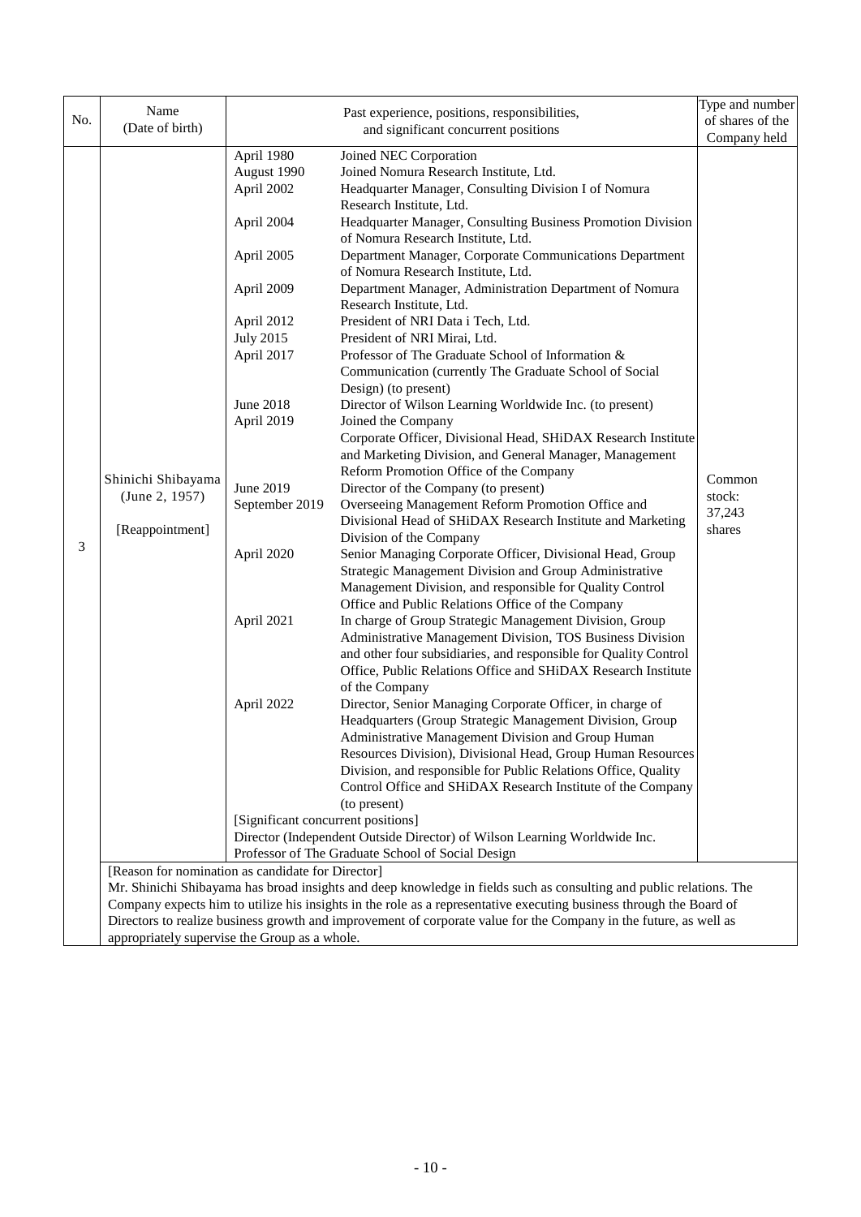| No. | Name (Date of birth) | Past experience, positions, responsibilities, and significant concurrent positions | | Type and number of shares of the Company held |
|---|---|---|---|---|
| 3 | Shinichi Shibayama (June 2, 1957) [Reappointment] | April 1980 | Joined NEC Corporation | Common stock: 37,243 shares |
| | | August 1990 | Joined Nomura Research Institute, Ltd. | |
| | | April 2002 | Headquarter Manager, Consulting Division I of Nomura Research Institute, Ltd. | |
| | | April 2004 | Headquarter Manager, Consulting Business Promotion Division of Nomura Research Institute, Ltd. | |
| | | April 2005 | Department Manager, Corporate Communications Department of Nomura Research Institute, Ltd. | |
| | | April 2009 | Department Manager, Administration Department of Nomura Research Institute, Ltd. | |
| | | April 2012 | President of NRI Data i Tech, Ltd. | |
| | | July 2015 | President of NRI Mirai, Ltd. | |
| | | April 2017 | Professor of The Graduate School of Information & Communication (currently The Graduate School of Social Design) (to present) | |
| | | June 2018 | Director of Wilson Learning Worldwide Inc. (to present) | |
| | | April 2019 | Joined the Company<br>Corporate Officer, Divisional Head, SHiDAX Research Institute and Marketing Division, and General Manager, Management Reform Promotion Office of the Company | |
| | | June 2019 | Director of the Company (to present) | |
| | | September 2019 | Overseeing Management Reform Promotion Office and Divisional Head of SHiDAX Research Institute and Marketing Division of the Company | |
| | | April 2020 | Senior Managing Corporate Officer, Divisional Head, Group Strategic Management Division and Group Administrative Management Division, and responsible for Quality Control Office and Public Relations Office of the Company | |
| | | April 2021 | In charge of Group Strategic Management Division, Group Administrative Management Division, TOS Business Division and other four subsidiaries, and responsible for Quality Control Office, Public Relations Office and SHiDAX Research Institute of the Company | |
| | | April 2022 | Director, Senior Managing Corporate Officer, in charge of Headquarters (Group Strategic Management Division, Group Administrative Management Division and Group Human Resources Division), Divisional Head, Group Human Resources Division, and responsible for Public Relations Office, Quality Control Office and SHiDAX Research Institute of the Company (to present) | |
| | | [Significant concurrent positions]<br>Director (Independent Outside Director) of Wilson Learning Worldwide Inc.<br>Professor of The Graduate School of Social Design | | |
| | [Reason for nomination as candidate for Director]<br>Mr. Shinichi Shibayama has broad insights and deep knowledge in fields such as consulting and public relations. The Company expects him to utilize his insights in the role as a representative executing business through the Board of Directors to realize business growth and improvement of corporate value for the Company in the future, as well as appropriately supervise the Group as a whole. | | | |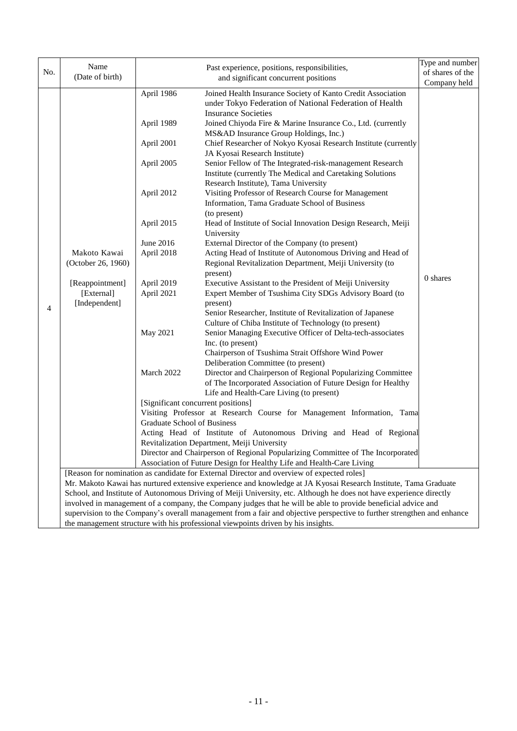| No. | Name (Date of birth) | Past experience, positions, responsibilities, and significant concurrent positions | Type and number of shares of the Company held |
|---|---|---|---|
| 4 | Makoto Kawai (October 26, 1960)<br><br>[Reappointment]<br>[External]<br>[Independent] | April 1986 Joined Health Insurance Society of Kanto Credit Association under Tokyo Federation of National Federation of Health Insurance Societies<br>April 1989 Joined Chiyoda Fire & Marine Insurance Co., Ltd. (currently MS&AD Insurance Group Holdings, Inc.)<br>April 2001 Chief Researcher of Nokyo Kyosai Research Institute (currently JA Kyosai Research Institute)<br>April 2005 Senior Fellow of The Integrated-risk-management Research Institute (currently The Medical and Caretaking Solutions Research Institute), Tama University<br>April 2012 Visiting Professor of Research Course for Management Information, Tama Graduate School of Business (to present)<br>April 2015 Head of Institute of Social Innovation Design Research, Meiji University<br>June 2016 External Director of the Company (to present)<br>April 2018 Acting Head of Institute of Autonomous Driving and Head of Regional Revitalization Department, Meiji University (to present)<br>April 2019 Executive Assistant to the President of Meiji University<br>April 2021 Expert Member of Tsushima City SDGs Advisory Board (to present)<br>Senior Researcher, Institute of Revitalization of Japanese Culture of Chiba Institute of Technology (to present)<br>May 2021 Senior Managing Executive Officer of Delta-tech-associates Inc. (to present)<br>Chairperson of Tsushima Strait Offshore Wind Power Deliberation Committee (to present)<br>March 2022 Director and Chairperson of Regional Popularizing Committee of The Incorporated Association of Future Design for Healthy Life and Health-Care Living (to present)<br>[Significant concurrent positions]<br>Visiting Professor at Research Course for Management Information, Tama Graduate School of Business<br>Acting Head of Institute of Autonomous Driving and Head of Regional Revitalization Department, Meiji University<br>Director and Chairperson of Regional Popularizing Committee of The Incorporated Association of Future Design for Healthy Life and Health-Care Living | 0 shares |
| | [Reason for nomination as candidate for External Director and overview of expected roles]<br>Mr. Makoto Kawai has nurtured extensive experience and knowledge at JA Kyosai Research Institute, Tama Graduate School, and Institute of Autonomous Driving of Meiji University, etc. Although he does not have experience directly involved in management of a company, the Company judges that he will be able to provide beneficial advice and supervision to the Company's overall management from a fair and objective perspective to further strengthen and enhance the management structure with his professional viewpoints driven by his insights. | | |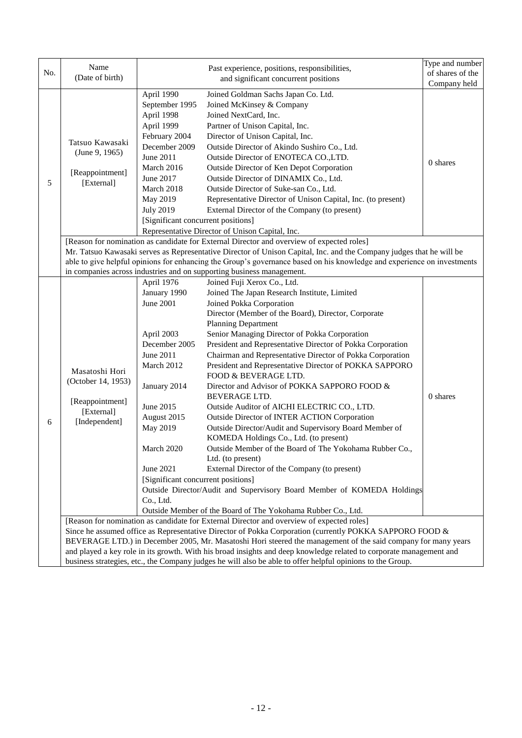| No. | Name (Date of birth) | Past experience, positions, responsibilities, and significant concurrent positions | | Type and number of shares of the Company held |
|---|---|---|---|---|
| 5 | Tatsuo Kawasaki (June 9, 1965) [Reappointment] [External] | April 1990 | Joined Goldman Sachs Japan Co. Ltd. | 0 shares |
| | | September 1995 | Joined McKinsey & Company | |
| | | April 1998 | Joined NextCard, Inc. | |
| | | April 1999 | Partner of Unison Capital, Inc. | |
| | | February 2004 | Director of Unison Capital, Inc. | |
| | | December 2009 | Outside Director of Akindo Sushiro Co., Ltd. | |
| | | June 2011 | Outside Director of ENOTECA CO.,LTD. | |
| | | March 2016 | Outside Director of Ken Depot Corporation | |
| | | June 2017 | Outside Director of DINAMIX Co., Ltd. | |
| | | March 2018 | Outside Director of Suke-san Co., Ltd. | |
| | | May 2019 | Representative Director of Unison Capital, Inc. (to present) | |
| | | July 2019 | External Director of the Company (to present) | |
| | | [Significant concurrent positions] Representative Director of Unison Capital, Inc. | | |
| | [Reason for nomination as candidate for External Director and overview of expected roles] Mr. Tatsuo Kawasaki serves as Representative Director of Unison Capital, Inc. and the Company judges that he will be able to give helpful opinions for enhancing the Group's governance based on his knowledge and experience on investments in companies across industries and on supporting business management. | | | |
| 6 | Masatoshi Hori (October 14, 1953) [Reappointment] [External] [Independent] | April 1976 | Joined Fuji Xerox Co., Ltd. | 0 shares |
| | | January 1990 | Joined The Japan Research Institute, Limited | |
| | | June 2001 | Joined Pokka Corporation Director (Member of the Board), Director, Corporate Planning Department | |
| | | April 2003 | Senior Managing Director of Pokka Corporation | |
| | | December 2005 | President and Representative Director of Pokka Corporation | |
| | | June 2011 | Chairman and Representative Director of Pokka Corporation | |
| | | March 2012 | President and Representative Director of POKKA SAPPORO FOOD & BEVERAGE LTD. | |
| | | January 2014 | Director and Advisor of POKKA SAPPORO FOOD & BEVERAGE LTD. | |
| | | June 2015 | Outside Auditor of AICHI ELECTRIC CO., LTD. | |
| | | August 2015 | Outside Director of INTER ACTION Corporation | |
| | | May 2019 | Outside Director/Audit and Supervisory Board Member of KOMEDA Holdings Co., Ltd. (to present) | |
| | | March 2020 | Outside Member of the Board of The Yokohama Rubber Co., Ltd. (to present) | |
| | | June 2021 | External Director of the Company (to present) | |
| | | [Significant concurrent positions] Outside Director/Audit and Supervisory Board Member of KOMEDA Holdings Co., Ltd. Outside Member of the Board of The Yokohama Rubber Co., Ltd. | | |
| | [Reason for nomination as candidate for External Director and overview of expected roles] Since he assumed office as Representative Director of Pokka Corporation (currently POKKA SAPPORO FOOD & BEVERAGE LTD.) in December 2005, Mr. Masatoshi Hori steered the management of the said company for many years and played a key role in its growth. With his broad insights and deep knowledge related to corporate management and business strategies, etc., the Company judges he will also be able to offer helpful opinions to the Group. | | | |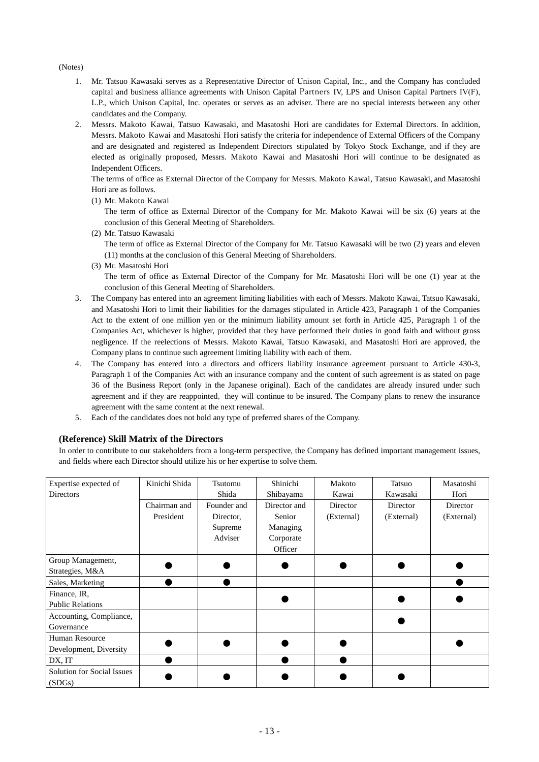(Notes)

1. Mr. Tatsuo Kawasaki serves as a Representative Director of Unison Capital, Inc., and the Company has concluded capital and business alliance agreements with Unison Capital Partners IV, LPS and Unison Capital Partners IV(F), L.P., which Unison Capital, Inc. operates or serves as an adviser. There are no special interests between any other candidates and the Company.
2. Messrs. Makoto Kawai, Tatsuo Kawasaki, and Masatoshi Hori are candidates for External Directors. In addition, Messrs. Makoto Kawai and Masatoshi Hori satisfy the criteria for independence of External Officers of the Company and are designated and registered as Independent Directors stipulated by Tokyo Stock Exchange, and if they are elected as originally proposed, Messrs. Makoto Kawai and Masatoshi Hori will continue to be designated as Independent Officers.
   The terms of office as External Director of the Company for Messrs. Makoto Kawai, Tatsuo Kawasaki, and Masatoshi Hori are as follows.
   (1) Mr. Makoto Kawai
   The term of office as External Director of the Company for Mr. Makoto Kawai will be six (6) years at the conclusion of this General Meeting of Shareholders.
   (2) Mr. Tatsuo Kawasaki
   The term of office as External Director of the Company for Mr. Tatsuo Kawasaki will be two (2) years and eleven (11) months at the conclusion of this General Meeting of Shareholders.
   (3) Mr. Masatoshi Hori
   The term of office as External Director of the Company for Mr. Masatoshi Hori will be one (1) year at the conclusion of this General Meeting of Shareholders.
3. The Company has entered into an agreement limiting liabilities with each of Messrs. Makoto Kawai, Tatsuo Kawasaki, and Masatoshi Hori to limit their liabilities for the damages stipulated in Article 423, Paragraph 1 of the Companies Act to the extent of one million yen or the minimum liability amount set forth in Article 425, Paragraph 1 of the Companies Act, whichever is higher, provided that they have performed their duties in good faith and without gross negligence. If the reelections of Messrs. Makoto Kawai, Tatsuo Kawasaki, and Masatoshi Hori are approved, the Company plans to continue such agreement limiting liability with each of them.
4. The Company has entered into a directors and officers liability insurance agreement pursuant to Article 430-3, Paragraph 1 of the Companies Act with an insurance company and the content of such agreement is as stated on page 36 of the Business Report (only in the Japanese original). Each of the candidates are already insured under such agreement and if they are reappointed, they will continue to be insured. The Company plans to renew the insurance agreement with the same content at the next renewal.
5. Each of the candidates does not hold any type of preferred shares of the Company.

**(Reference) Skill Matrix of the Directors**

In order to contribute to our stakeholders from a long-term perspective, the Company has defined important management issues, and fields where each Director should utilize his or her expertise to solve them.

| Expertise expected of Directors | Kinichi Shida | Tsutomu Shida | Shinichi Shibayama | Makoto Kawai | Tatsuo Kawasaki | Masatoshi Hori |
|---|---|---|---|---|---|---|
| | Chairman and President | Founder and Director, Supreme Adviser | Director and Senior Managing Corporate Officer | Director (External) | Director (External) | Director (External) |
| Group Management, Strategies, M&A | ● | ● | ● | ● | ● | ● |
| Sales, Marketing | ● | ● | | | | ● |
| Finance, IR, Public Relations | | | ● | | ● | ● |
| Accounting, Compliance, Governance | | | | | ● | |
| Human Resource Development, Diversity | ● | ● | ● | ● | | ● |
| DX, IT | ● | | ● | ● | | |
| Solution for Social Issues (SDGs) | ● | ● | ● | ● | ● | |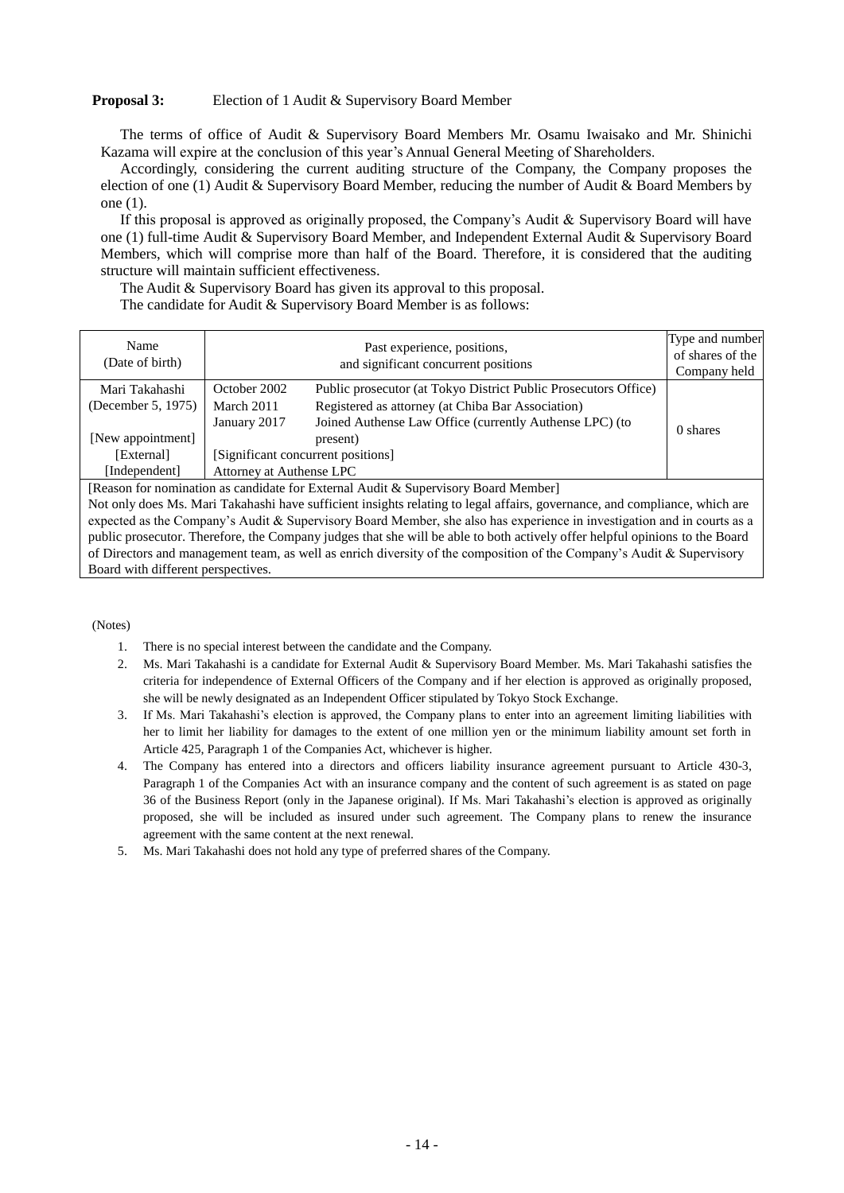**Proposal 3:** Election of 1 Audit & Supervisory Board Member

The terms of office of Audit & Supervisory Board Members Mr. Osamu Iwaisako and Mr. Shinichi Kazama will expire at the conclusion of this year's Annual General Meeting of Shareholders.

Accordingly, considering the current auditing structure of the Company, the Company proposes the election of one (1) Audit & Supervisory Board Member, reducing the number of Audit & Board Members by one (1).

If this proposal is approved as originally proposed, the Company's Audit & Supervisory Board will have one (1) full-time Audit & Supervisory Board Member, and Independent External Audit & Supervisory Board Members, which will comprise more than half of the Board. Therefore, it is considered that the auditing structure will maintain sufficient effectiveness.

The Audit & Supervisory Board has given its approval to this proposal.

The candidate for Audit & Supervisory Board Member is as follows:

| Name (Date of birth) | Past experience, positions, and significant concurrent positions | | Type and number of shares of the Company held |
|---|---|---|---|
| Mari Takahashi (December 5, 1975)<br><br>[New appointment]<br>[External]<br>[Independent] | October 2002<br>March 2011<br>January 2017<br><br>[Significant concurrent positions]<br>Attorney at Authense LPC | Public prosecutor (at Tokyo District Public Prosecutors Office)<br>Registered as attorney (at Chiba Bar Association)<br>Joined Authense Law Office (currently Authense LPC) (to present) | 0 shares |
| [Reason for nomination as candidate for External Audit & Supervisory Board Member]<br>Not only does Ms. Mari Takahashi have sufficient insights relating to legal affairs, governance, and compliance, which are expected as the Company's Audit & Supervisory Board Member, she also has experience in investigation and in courts as a public prosecutor. Therefore, the Company judges that she will be able to both actively offer helpful opinions to the Board of Directors and management team, as well as enrich diversity of the composition of the Company's Audit & Supervisory Board with different perspectives. | | | |

(Notes)

1. There is no special interest between the candidate and the Company.
2. Ms. Mari Takahashi is a candidate for External Audit & Supervisory Board Member. Ms. Mari Takahashi satisfies the criteria for independence of External Officers of the Company and if her election is approved as originally proposed, she will be newly designated as an Independent Officer stipulated by Tokyo Stock Exchange.
3. If Ms. Mari Takahashi's election is approved, the Company plans to enter into an agreement limiting liabilities with her to limit her liability for damages to the extent of one million yen or the minimum liability amount set forth in Article 425, Paragraph 1 of the Companies Act, whichever is higher.
4. The Company has entered into a directors and officers liability insurance agreement pursuant to Article 430-3, Paragraph 1 of the Companies Act with an insurance company and the content of such agreement is as stated on page 36 of the Business Report (only in the Japanese original). If Ms. Mari Takahashi's election is approved as originally proposed, she will be included as insured under such agreement. The Company plans to renew the insurance agreement with the same content at the next renewal.
5. Ms. Mari Takahashi does not hold any type of preferred shares of the Company.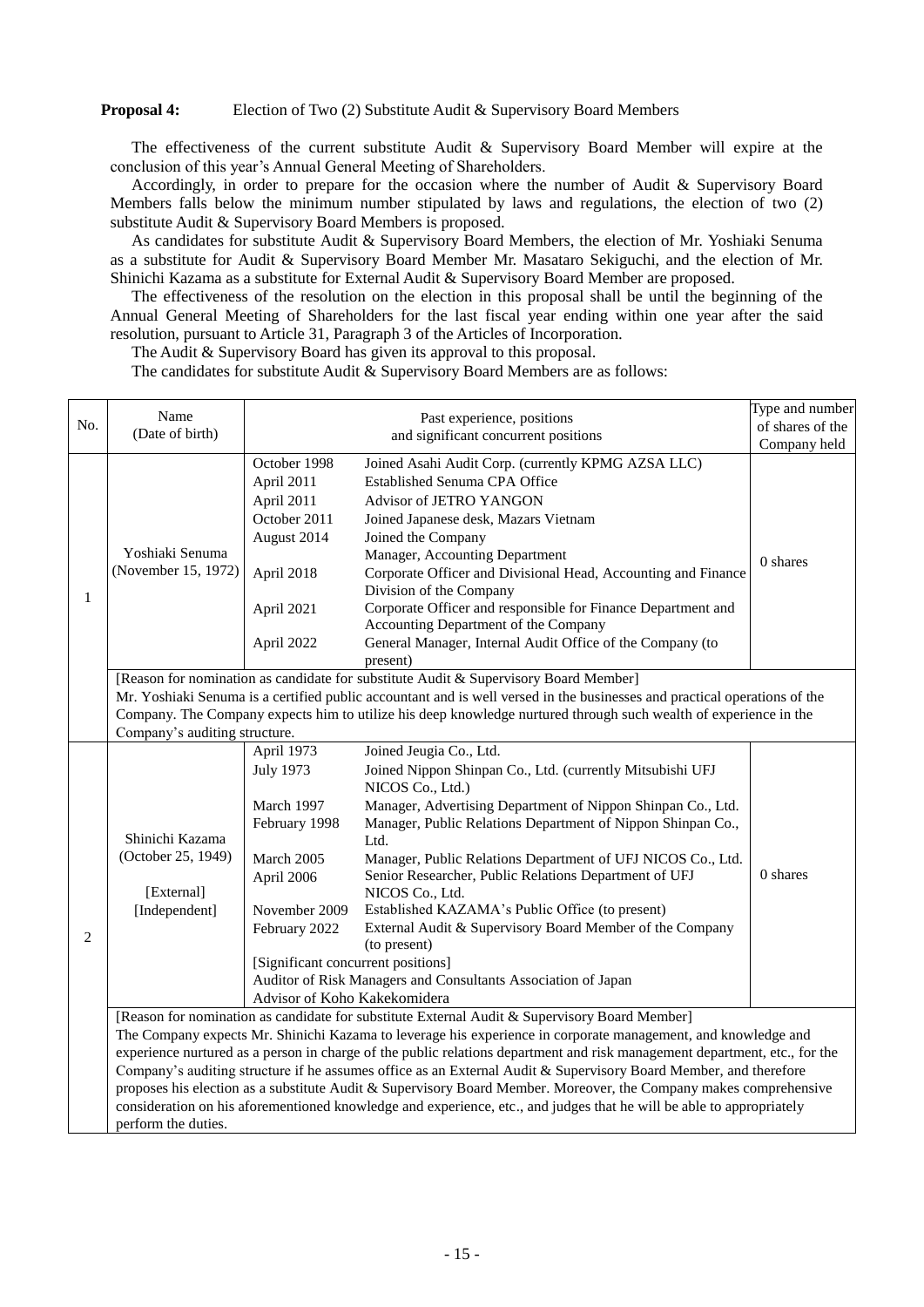**Proposal 4:** Election of Two (2) Substitute Audit & Supervisory Board Members

The effectiveness of the current substitute Audit & Supervisory Board Member will expire at the conclusion of this year's Annual General Meeting of Shareholders.

Accordingly, in order to prepare for the occasion where the number of Audit & Supervisory Board Members falls below the minimum number stipulated by laws and regulations, the election of two (2) substitute Audit & Supervisory Board Members is proposed.

As candidates for substitute Audit & Supervisory Board Members, the election of Mr. Yoshiaki Senuma as a substitute for Audit & Supervisory Board Member Mr. Masataro Sekiguchi, and the election of Mr. Shinichi Kazama as a substitute for External Audit & Supervisory Board Member are proposed.

The effectiveness of the resolution on the election in this proposal shall be until the beginning of the Annual General Meeting of Shareholders for the last fiscal year ending within one year after the said resolution, pursuant to Article 31, Paragraph 3 of the Articles of Incorporation.

The Audit & Supervisory Board has given its approval to this proposal.

The candidates for substitute Audit & Supervisory Board Members are as follows:

| No. | Name (Date of birth) | Past experience, positions and significant concurrent positions | | Type and number of shares of the Company held |
|---|---|---|---|---|
| 1 | Yoshiaki Senuma (November 15, 1972) | October 1998 | Joined Asahi Audit Corp. (currently KPMG AZSA LLC) | 0 shares |
| | | April 2011 | Established Senuma CPA Office | |
| | | April 2011 | Advisor of JETRO YANGON | |
| | | October 2011 | Joined Japanese desk, Mazars Vietnam | |
| | | August 2014 | Joined the Company<br>Manager, Accounting Department | |
| | | April 2018 | Corporate Officer and Divisional Head, Accounting and Finance Division of the Company | |
| | | April 2021 | Corporate Officer and responsible for Finance Department and Accounting Department of the Company | |
| | | April 2022 | General Manager, Internal Audit Office of the Company (to present) | |
| | [Reason for nomination as candidate for substitute Audit & Supervisory Board Member]<br>Mr. Yoshiaki Senuma is a certified public accountant and is well versed in the businesses and practical operations of the Company. The Company expects him to utilize his deep knowledge nurtured through such wealth of experience in the Company's auditing structure. | | | |
| 2 | Shinichi Kazama (October 25, 1949)<br><br>[External]<br>[Independent] | April 1973 | Joined Jeugia Co., Ltd. | 0 shares |
| | | July 1973 | Joined Nippon Shinpan Co., Ltd. (currently Mitsubishi UFJ NICOS Co., Ltd.) | |
| | | March 1997 | Manager, Advertising Department of Nippon Shinpan Co., Ltd. | |
| | | February 1998 | Manager, Public Relations Department of Nippon Shinpan Co., Ltd. | |
| | | March 2005 | Manager, Public Relations Department of UFJ NICOS Co., Ltd. | |
| | | April 2006 | Senior Researcher, Public Relations Department of UFJ NICOS Co., Ltd. | |
| | | November 2009 | Established KAZAMA's Public Office (to present) | |
| | | February 2022 | External Audit & Supervisory Board Member of the Company (to present) | |
| | | [Significant concurrent positions]<br>Auditor of Risk Managers and Consultants Association of Japan<br>Advisor of Koho Kakekomidera | | |
| | [Reason for nomination as candidate for substitute External Audit & Supervisory Board Member]<br>The Company expects Mr. Shinichi Kazama to leverage his experience in corporate management, and knowledge and experience nurtured as a person in charge of the public relations department and risk management department, etc., for the Company's auditing structure if he assumes office as an External Audit & Supervisory Board Member, and therefore proposes his election as a substitute Audit & Supervisory Board Member. Moreover, the Company makes comprehensive consideration on his aforementioned knowledge and experience, etc., and judges that he will be able to appropriately perform the duties. | | | |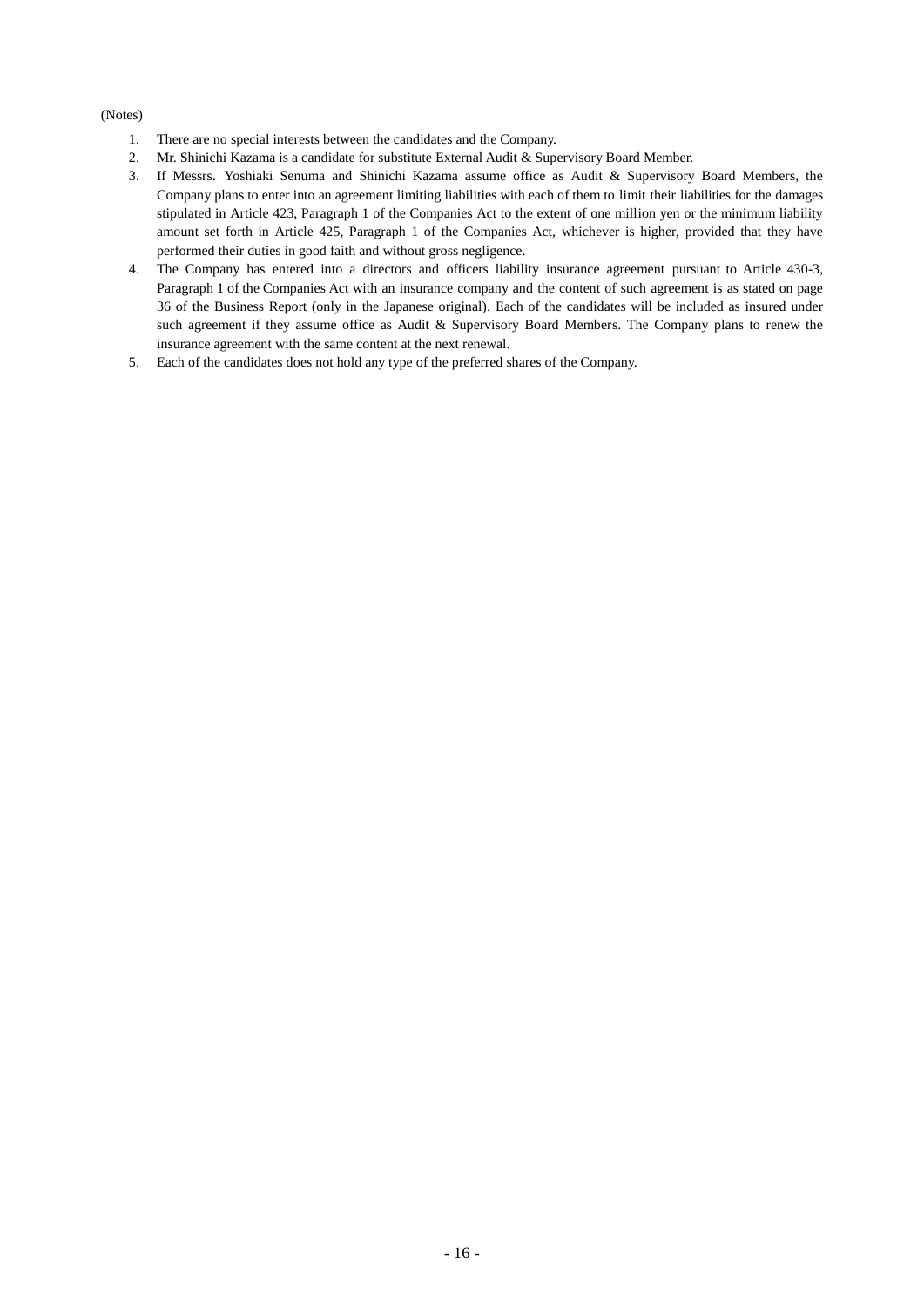(Notes)

1. There are no special interests between the candidates and the Company.
2. Mr. Shinichi Kazama is a candidate for substitute External Audit & Supervisory Board Member.
3. If Messrs. Yoshiaki Senuma and Shinichi Kazama assume office as Audit & Supervisory Board Members, the Company plans to enter into an agreement limiting liabilities with each of them to limit their liabilities for the damages stipulated in Article 423, Paragraph 1 of the Companies Act to the extent of one million yen or the minimum liability amount set forth in Article 425, Paragraph 1 of the Companies Act, whichever is higher, provided that they have performed their duties in good faith and without gross negligence.
4. The Company has entered into a directors and officers liability insurance agreement pursuant to Article 430-3, Paragraph 1 of the Companies Act with an insurance company and the content of such agreement is as stated on page 36 of the Business Report (only in the Japanese original). Each of the candidates will be included as insured under such agreement if they assume office as Audit & Supervisory Board Members. The Company plans to renew the insurance agreement with the same content at the next renewal.
5. Each of the candidates does not hold any type of the preferred shares of the Company.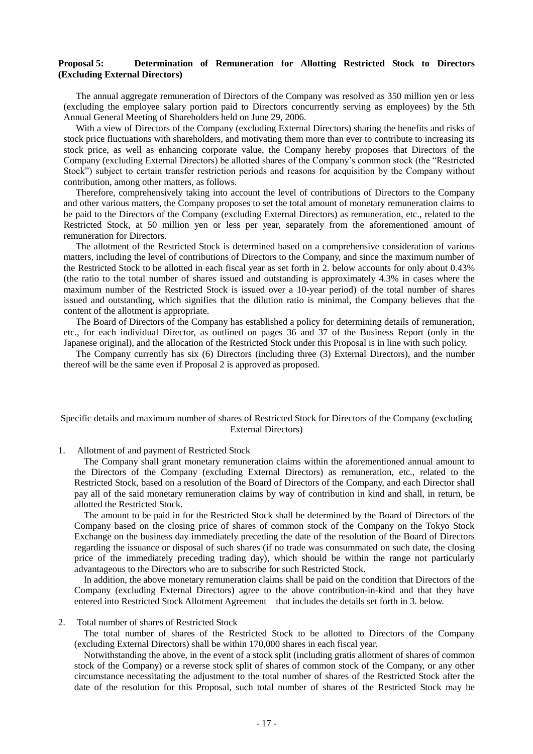**Proposal 5: Determination of Remuneration for Allotting Restricted Stock to Directors (Excluding External Directors)**

The annual aggregate remuneration of Directors of the Company was resolved as 350 million yen or less (excluding the employee salary portion paid to Directors concurrently serving as employees) by the 5th Annual General Meeting of Shareholders held on June 29, 2006.

With a view of Directors of the Company (excluding External Directors) sharing the benefits and risks of stock price fluctuations with shareholders, and motivating them more than ever to contribute to increasing its stock price, as well as enhancing corporate value, the Company hereby proposes that Directors of the Company (excluding External Directors) be allotted shares of the Company's common stock (the "Restricted Stock") subject to certain transfer restriction periods and reasons for acquisition by the Company without contribution, among other matters, as follows.

Therefore, comprehensively taking into account the level of contributions of Directors to the Company and other various matters, the Company proposes to set the total amount of monetary remuneration claims to be paid to the Directors of the Company (excluding External Directors) as remuneration, etc., related to the Restricted Stock, at 50 million yen or less per year, separately from the aforementioned amount of remuneration for Directors.

The allotment of the Restricted Stock is determined based on a comprehensive consideration of various matters, including the level of contributions of Directors to the Company, and since the maximum number of the Restricted Stock to be allotted in each fiscal year as set forth in 2. below accounts for only about 0.43% (the ratio to the total number of shares issued and outstanding is approximately 4.3% in cases where the maximum number of the Restricted Stock is issued over a 10-year period) of the total number of shares issued and outstanding, which signifies that the dilution ratio is minimal, the Company believes that the content of the allotment is appropriate.

The Board of Directors of the Company has established a policy for determining details of remuneration, etc., for each individual Director, as outlined on pages 36 and 37 of the Business Report (only in the Japanese original), and the allocation of the Restricted Stock under this Proposal is in line with such policy.

The Company currently has six (6) Directors (including three (3) External Directors), and the number thereof will be the same even if Proposal 2 is approved as proposed.

Specific details and maximum number of shares of Restricted Stock for Directors of the Company (excluding External Directors)

1. Allotment of and payment of Restricted Stock

   The Company shall grant monetary remuneration claims within the aforementioned annual amount to the Directors of the Company (excluding External Directors) as remuneration, etc., related to the Restricted Stock, based on a resolution of the Board of Directors of the Company, and each Director shall pay all of the said monetary remuneration claims by way of contribution in kind and shall, in return, be allotted the Restricted Stock.

   The amount to be paid in for the Restricted Stock shall be determined by the Board of Directors of the Company based on the closing price of shares of common stock of the Company on the Tokyo Stock Exchange on the business day immediately preceding the date of the resolution of the Board of Directors regarding the issuance or disposal of such shares (if no trade was consummated on such date, the closing price of the immediately preceding trading day), which should be within the range not particularly advantageous to the Directors who are to subscribe for such Restricted Stock.

   In addition, the above monetary remuneration claims shall be paid on the condition that Directors of the Company (excluding External Directors) agree to the above contribution-in-kind and that they have entered into Restricted Stock Allotment Agreement that includes the details set forth in 3. below.

2. Total number of shares of Restricted Stock

   The total number of shares of the Restricted Stock to be allotted to Directors of the Company (excluding External Directors) shall be within 170,000 shares in each fiscal year.

   Notwithstanding the above, in the event of a stock split (including gratis allotment of shares of common stock of the Company) or a reverse stock split of shares of common stock of the Company, or any other circumstance necessitating the adjustment to the total number of shares of the Restricted Stock after the date of the resolution for this Proposal, such total number of shares of the Restricted Stock may be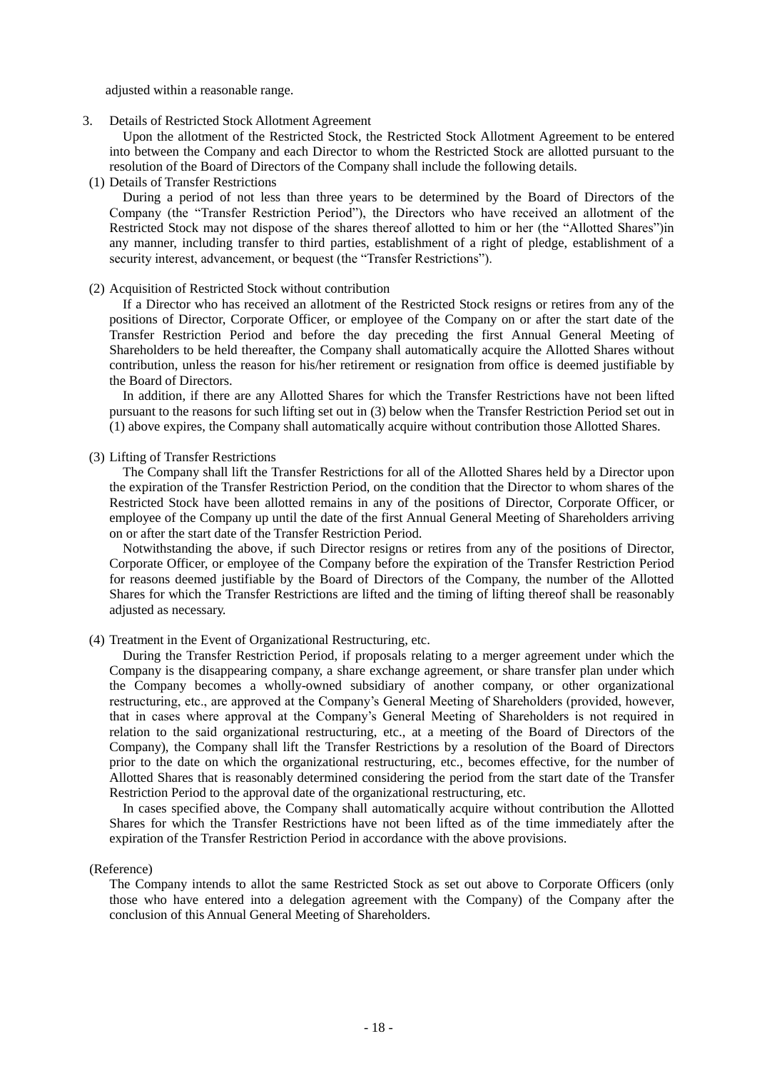adjusted within a reasonable range.

3. Details of Restricted Stock Allotment Agreement

Upon the allotment of the Restricted Stock, the Restricted Stock Allotment Agreement to be entered into between the Company and each Director to whom the Restricted Stock are allotted pursuant to the resolution of the Board of Directors of the Company shall include the following details.

(1) Details of Transfer Restrictions

During a period of not less than three years to be determined by the Board of Directors of the Company (the "Transfer Restriction Period"), the Directors who have received an allotment of the Restricted Stock may not dispose of the shares thereof allotted to him or her (the "Allotted Shares")in any manner, including transfer to third parties, establishment of a right of pledge, establishment of a security interest, advancement, or bequest (the "Transfer Restrictions").

(2) Acquisition of Restricted Stock without contribution

If a Director who has received an allotment of the Restricted Stock resigns or retires from any of the positions of Director, Corporate Officer, or employee of the Company on or after the start date of the Transfer Restriction Period and before the day preceding the first Annual General Meeting of Shareholders to be held thereafter, the Company shall automatically acquire the Allotted Shares without contribution, unless the reason for his/her retirement or resignation from office is deemed justifiable by the Board of Directors.

In addition, if there are any Allotted Shares for which the Transfer Restrictions have not been lifted pursuant to the reasons for such lifting set out in (3) below when the Transfer Restriction Period set out in (1) above expires, the Company shall automatically acquire without contribution those Allotted Shares.

(3) Lifting of Transfer Restrictions

The Company shall lift the Transfer Restrictions for all of the Allotted Shares held by a Director upon the expiration of the Transfer Restriction Period, on the condition that the Director to whom shares of the Restricted Stock have been allotted remains in any of the positions of Director, Corporate Officer, or employee of the Company up until the date of the first Annual General Meeting of Shareholders arriving on or after the start date of the Transfer Restriction Period.

Notwithstanding the above, if such Director resigns or retires from any of the positions of Director, Corporate Officer, or employee of the Company before the expiration of the Transfer Restriction Period for reasons deemed justifiable by the Board of Directors of the Company, the number of the Allotted Shares for which the Transfer Restrictions are lifted and the timing of lifting thereof shall be reasonably adjusted as necessary.

(4) Treatment in the Event of Organizational Restructuring, etc.

During the Transfer Restriction Period, if proposals relating to a merger agreement under which the Company is the disappearing company, a share exchange agreement, or share transfer plan under which the Company becomes a wholly-owned subsidiary of another company, or other organizational restructuring, etc., are approved at the Company's General Meeting of Shareholders (provided, however, that in cases where approval at the Company's General Meeting of Shareholders is not required in relation to the said organizational restructuring, etc., at a meeting of the Board of Directors of the Company), the Company shall lift the Transfer Restrictions by a resolution of the Board of Directors prior to the date on which the organizational restructuring, etc., becomes effective, for the number of Allotted Shares that is reasonably determined considering the period from the start date of the Transfer Restriction Period to the approval date of the organizational restructuring, etc.

In cases specified above, the Company shall automatically acquire without contribution the Allotted Shares for which the Transfer Restrictions have not been lifted as of the time immediately after the expiration of the Transfer Restriction Period in accordance with the above provisions.

(Reference)

The Company intends to allot the same Restricted Stock as set out above to Corporate Officers (only those who have entered into a delegation agreement with the Company) of the Company after the conclusion of this Annual General Meeting of Shareholders.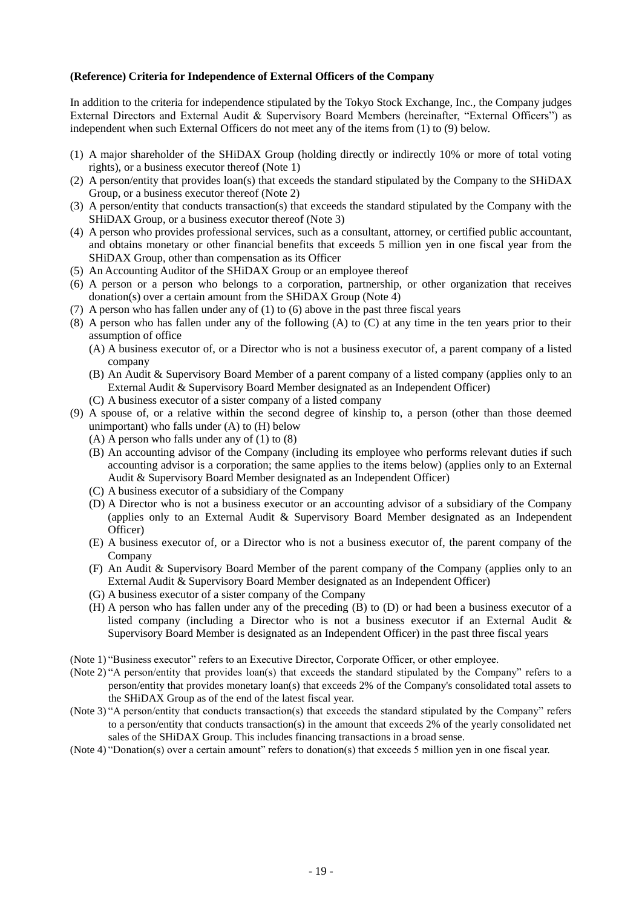**(Reference) Criteria for Independence of External Officers of the Company**

In addition to the criteria for independence stipulated by the Tokyo Stock Exchange, Inc., the Company judges External Directors and External Audit & Supervisory Board Members (hereinafter, "External Officers") as independent when such External Officers do not meet any of the items from (1) to (9) below.

(1) A major shareholder of the SHiDAX Group (holding directly or indirectly 10% or more of total voting rights), or a business executor thereof (Note 1)

(2) A person/entity that provides loan(s) that exceeds the standard stipulated by the Company to the SHiDAX Group, or a business executor thereof (Note 2)

(3) A person/entity that conducts transaction(s) that exceeds the standard stipulated by the Company with the SHiDAX Group, or a business executor thereof (Note 3)

(4) A person who provides professional services, such as a consultant, attorney, or certified public accountant, and obtains monetary or other financial benefits that exceeds 5 million yen in one fiscal year from the SHiDAX Group, other than compensation as its Officer

(5) An Accounting Auditor of the SHiDAX Group or an employee thereof

(6) A person or a person who belongs to a corporation, partnership, or other organization that receives donation(s) over a certain amount from the SHiDAX Group (Note 4)

(7) A person who has fallen under any of (1) to (6) above in the past three fiscal years

(8) A person who has fallen under any of the following (A) to (C) at any time in the ten years prior to their assumption of office
   - (A) A business executor of, or a Director who is not a business executor of, a parent company of a listed company
   - (B) An Audit & Supervisory Board Member of a parent company of a listed company (applies only to an External Audit & Supervisory Board Member designated as an Independent Officer)
   - (C) A business executor of a sister company of a listed company

(9) A spouse of, or a relative within the second degree of kinship to, a person (other than those deemed unimportant) who falls under (A) to (H) below
   - (A) A person who falls under any of (1) to (8)
   - (B) An accounting advisor of the Company (including its employee who performs relevant duties if such accounting advisor is a corporation; the same applies to the items below) (applies only to an External Audit & Supervisory Board Member designated as an Independent Officer)
   - (C) A business executor of a subsidiary of the Company
   - (D) A Director who is not a business executor or an accounting advisor of a subsidiary of the Company (applies only to an External Audit & Supervisory Board Member designated as an Independent Officer)
   - (E) A business executor of, or a Director who is not a business executor of, the parent company of the Company
   - (F) An Audit & Supervisory Board Member of the parent company of the Company (applies only to an External Audit & Supervisory Board Member designated as an Independent Officer)
   - (G) A business executor of a sister company of the Company
   - (H) A person who has fallen under any of the preceding (B) to (D) or had been a business executor of a listed company (including a Director who is not a business executor if an External Audit & Supervisory Board Member is designated as an Independent Officer) in the past three fiscal years

(Note 1) "Business executor" refers to an Executive Director, Corporate Officer, or other employee.

(Note 2) "A person/entity that provides loan(s) that exceeds the standard stipulated by the Company" refers to a person/entity that provides monetary loan(s) that exceeds 2% of the Company's consolidated total assets to the SHiDAX Group as of the end of the latest fiscal year.

(Note 3) "A person/entity that conducts transaction(s) that exceeds the standard stipulated by the Company" refers to a person/entity that conducts transaction(s) in the amount that exceeds 2% of the yearly consolidated net sales of the SHiDAX Group. This includes financing transactions in a broad sense.

(Note 4) "Donation(s) over a certain amount" refers to donation(s) that exceeds 5 million yen in one fiscal year.